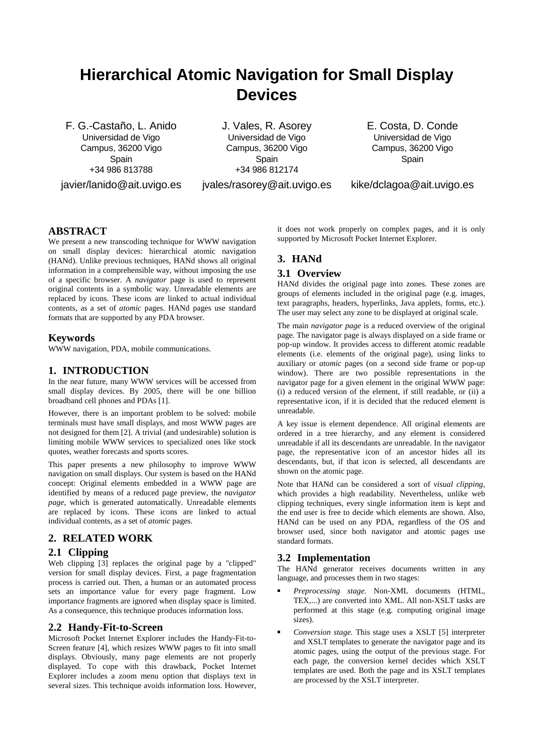# Hierarchical Atomic Navigation for Small Display Devices

F. G.-Castaño, L. Anido
Universidad de Vigo
Campus, 36200 Vigo
Spain
+34 986 813788
javier/lanido@ait.uvigo.es

J. Vales, R. Asorey
Universidad de Vigo
Campus, 36200 Vigo
Spain
+34 986 812174
jvales/rasorey@ait.uvigo.es

E. Costa, D. Conde
Universidad de Vigo
Campus, 36200 Vigo
Spain
kike/dclagoa@ait.uvigo.es

## ABSTRACT

We present a new transcoding technique for WWW navigation on small display devices: hierarchical atomic navigation (HANd). Unlike previous techniques, HANd shows all original information in a comprehensible way, without imposing the use of a specific browser. A *navigator* page is used to represent original contents in a symbolic way. Unreadable elements are replaced by icons. These icons are linked to actual individual contents, as a set of *atomic* pages. HANd pages use standard formats that are supported by any PDA browser.

## Keywords

WWW navigation, PDA, mobile communications.

## 1. INTRODUCTION

In the near future, many WWW services will be accessed from small display devices. By 2005, there will be one billion broadband cell phones and PDAs [1].

However, there is an important problem to be solved: mobile terminals must have small displays, and most WWW pages are not designed for them [2]. A trivial (and undesirable) solution is limiting mobile WWW services to specialized ones like stock quotes, weather forecasts and sports scores.

This paper presents a new philosophy to improve WWW navigation on small displays. Our system is based on the HANd concept: Original elements embedded in a WWW page are identified by means of a reduced page preview, the *navigator page*, which is generated automatically. Unreadable elements are replaced by icons. These icons are linked to actual individual contents, as a set of *atomic* pages.

## 2. RELATED WORK

### 2.1 Clipping

Web clipping [3] replaces the original page by a "clipped" version for small display devices. First, a page fragmentation process is carried out. Then, a human or an automated process sets an importance value for every page fragment. Low importance fragments are ignored when display space is limited. As a consequence, this technique produces information loss.

### 2.2 Handy-Fit-to-Screen

Microsoft Pocket Internet Explorer includes the Handy-Fit-to-Screen feature [4], which resizes WWW pages to fit into small displays. Obviously, many page elements are not properly displayed. To cope with this drawback, Pocket Internet Explorer includes a zoom menu option that displays text in several sizes. This technique avoids information loss. However, it does not work properly on complex pages, and it is only supported by Microsoft Pocket Internet Explorer.

## 3. HANd

### 3.1 Overview

HANd divides the original page into zones. These zones are groups of elements included in the original page (e.g. images, text paragraphs, headers, hyperlinks, Java applets, forms, etc.). The user may select any zone to be displayed at original scale.

The main *navigator page* is a reduced overview of the original page. The navigator page is always displayed on a side frame or pop-up window. It provides access to different atomic readable elements (i.e. elements of the original page), using links to auxiliary or *atomic* pages (on a second side frame or pop-up window). There are two possible representations in the navigator page for a given element in the original WWW page: (i) a reduced version of the element, if still readable, or (ii) a representative icon, if it is decided that the reduced element is unreadable.

A key issue is element dependence. All original elements are ordered in a tree hierarchy, and any element is considered unreadable if all its descendants are unreadable. In the navigator page, the representative icon of an ancestor hides all its descendants, but, if that icon is selected, all descendants are shown on the atomic page.

Note that HANd can be considered a sort of *visual clipping*, which provides a high readability. Nevertheless, unlike web clipping techniques, every single information item is kept and the end user is free to decide which elements are shown. Also, HANd can be used on any PDA, regardless of the OS and browser used, since both navigator and atomic pages use standard formats.

### 3.2 Implementation

The HANd generator receives documents written in any language, and processes them in two stages:

- *Preprocessing stage.* Non-XML documents (HTML, TEX,...) are converted into XML. All non-XSLT tasks are performed at this stage (e.g. computing original image sizes).
- *Conversion stage.* This stage uses a XSLT [5] interpreter and XSLT templates to generate the navigator page and its atomic pages, using the output of the previous stage. For each page, the conversion kernel decides which XSLT templates are used. Both the page and its XSLT templates are processed by the XSLT interpreter.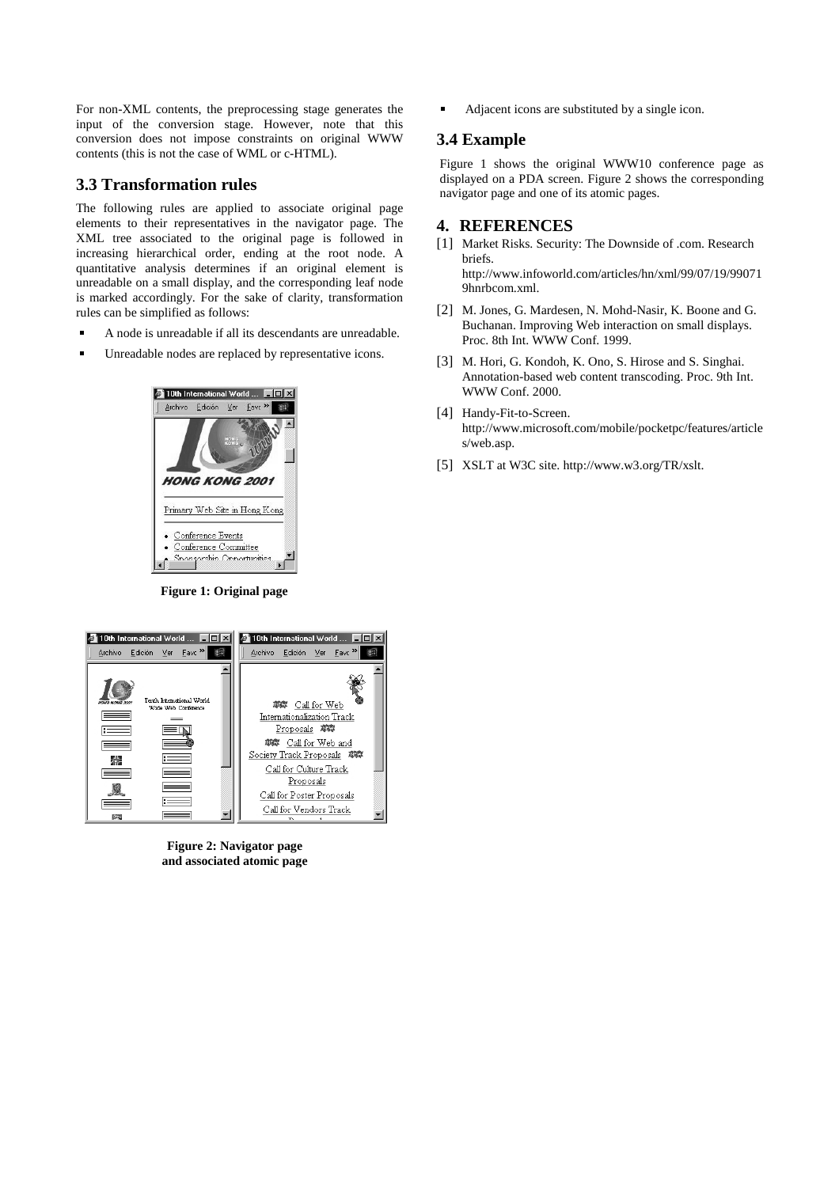For non-XML contents, the preprocessing stage generates the input of the conversion stage. However, note that this conversion does not impose constraints on original WWW contents (this is not the case of WML or c-HTML).

### 3.3 Transformation rules

The following rules are applied to associate original page elements to their representatives in the navigator page. The XML tree associated to the original page is followed in increasing hierarchical order, ending at the root node. A quantitative analysis determines if an original element is unreadable on a small display, and the corresponding leaf node is marked accordingly. For the sake of clarity, transformation rules can be simplified as follows:

- A node is unreadable if all its descendants are unreadable.
- Unreadable nodes are replaced by representative icons.

**Figure 1: Original page**

**Figure 2: Navigator page and associated atomic page**

- Adjacent icons are substituted by a single icon.

### 3.4 Example

Figure 1 shows the original WWW10 conference page as displayed on a PDA screen. Figure 2 shows the corresponding navigator page and one of its atomic pages.

## 4. REFERENCES

[1] Market Risks. Security: The Downside of .com. Research briefs. http://www.infoworld.com/articles/hn/xml/99/07/19/990719hnrbcom.xml.

[2] M. Jones, G. Mardesen, N. Mohd-Nasir, K. Boone and G. Buchanan. Improving Web interaction on small displays. Proc. 8th Int. WWW Conf. 1999.

[3] M. Hori, G. Kondoh, K. Ono, S. Hirose and S. Singhai. Annotation-based web content transcoding. Proc. 9th Int. WWW Conf. 2000.

[4] Handy-Fit-to-Screen. http://www.microsoft.com/mobile/pocketpc/features/articles/web.asp.

[5] XSLT at W3C site. http://www.w3.org/TR/xslt.